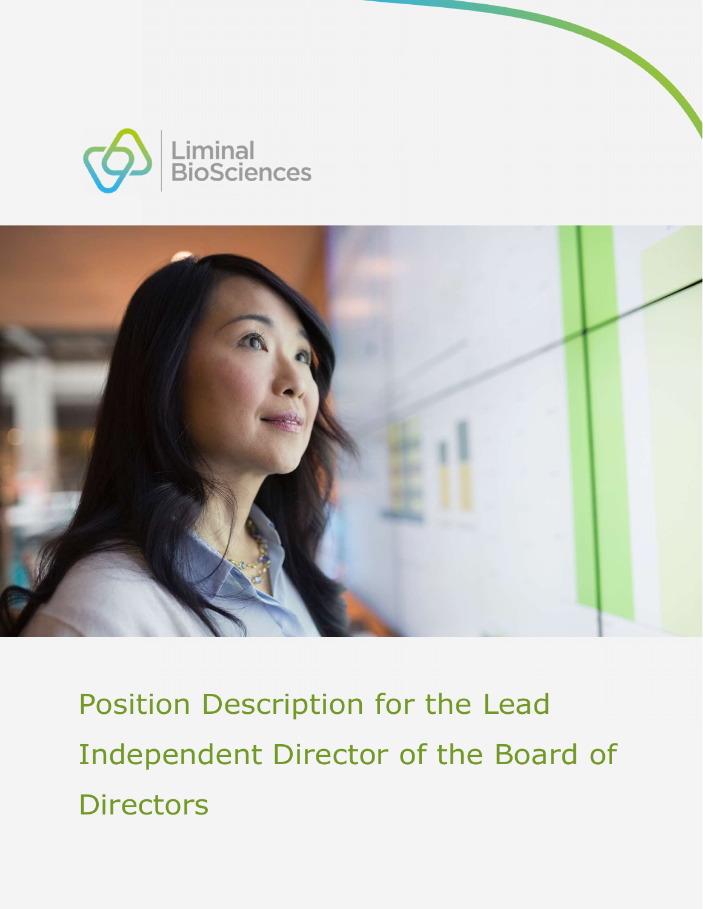Liminal BioSciences

# Position Description for the Lead Independent Director of the Board of Directors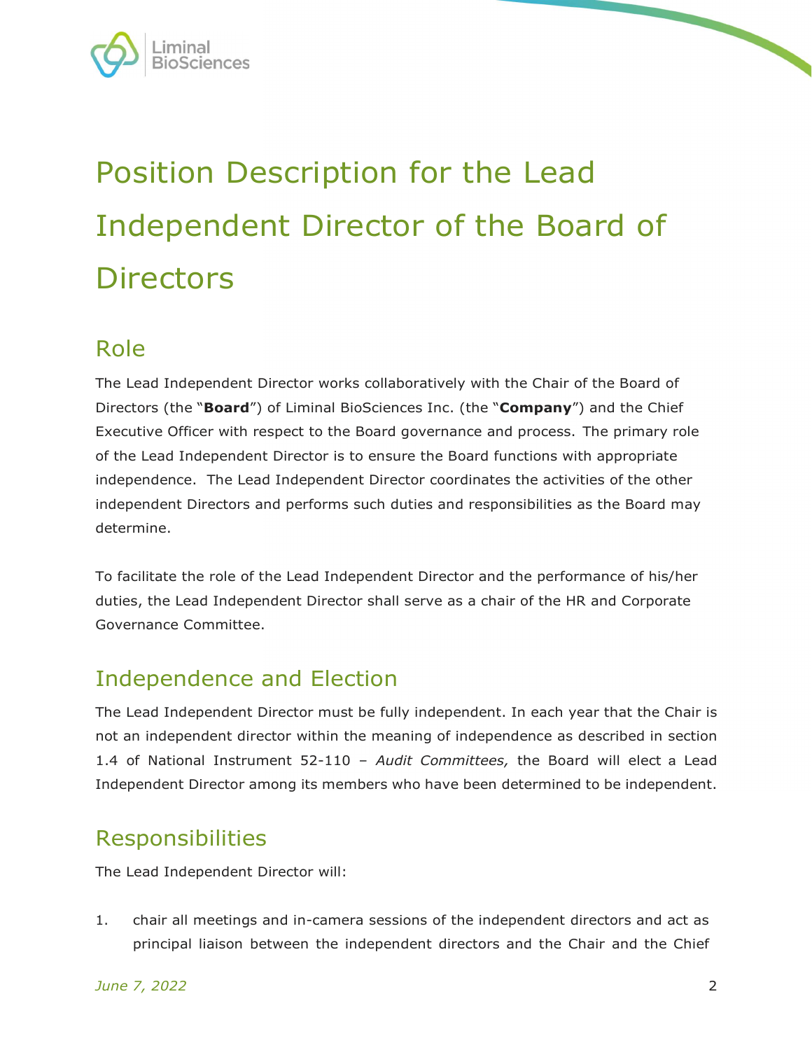# Position Description for the Lead Independent Director of the Board of Directors

## Role

The Lead Independent Director works collaboratively with the Chair of the Board of Directors (the "**Board**") of Liminal BioSciences Inc. (the "**Company**") and the Chief Executive Officer with respect to the Board governance and process. The primary role of the Lead Independent Director is to ensure the Board functions with appropriate independence. The Lead Independent Director coordinates the activities of the other independent Directors and performs such duties and responsibilities as the Board may determine.

To facilitate the role of the Lead Independent Director and the performance of his/her duties, the Lead Independent Director shall serve as a chair of the HR and Corporate Governance Committee.

## Independence and Election

The Lead Independent Director must be fully independent. In each year that the Chair is not an independent director within the meaning of independence as described in section 1.4 of National Instrument 52-110 – *Audit Committees,* the Board will elect a Lead Independent Director among its members who have been determined to be independent.

## Responsibilities

The Lead Independent Director will:

1. chair all meetings and in-camera sessions of the independent directors and act as principal liaison between the independent directors and the Chair and the Chief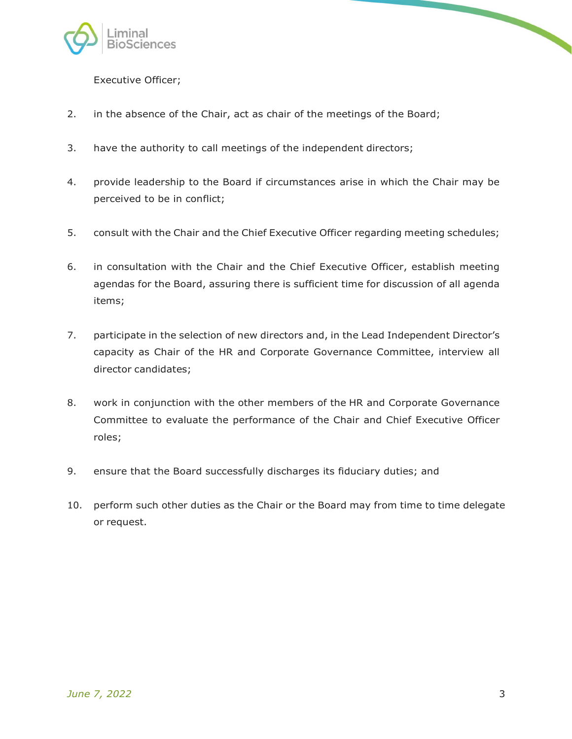Executive Officer;

2. in the absence of the Chair, act as chair of the meetings of the Board;

3. have the authority to call meetings of the independent directors;

4. provide leadership to the Board if circumstances arise in which the Chair may be perceived to be in conflict;

5. consult with the Chair and the Chief Executive Officer regarding meeting schedules;

6. in consultation with the Chair and the Chief Executive Officer, establish meeting agendas for the Board, assuring there is sufficient time for discussion of all agenda items;

7. participate in the selection of new directors and, in the Lead Independent Director's capacity as Chair of the HR and Corporate Governance Committee, interview all director candidates;

8. work in conjunction with the other members of the HR and Corporate Governance Committee to evaluate the performance of the Chair and Chief Executive Officer roles;

9. ensure that the Board successfully discharges its fiduciary duties; and

10. perform such other duties as the Chair or the Board may from time to time delegate or request.